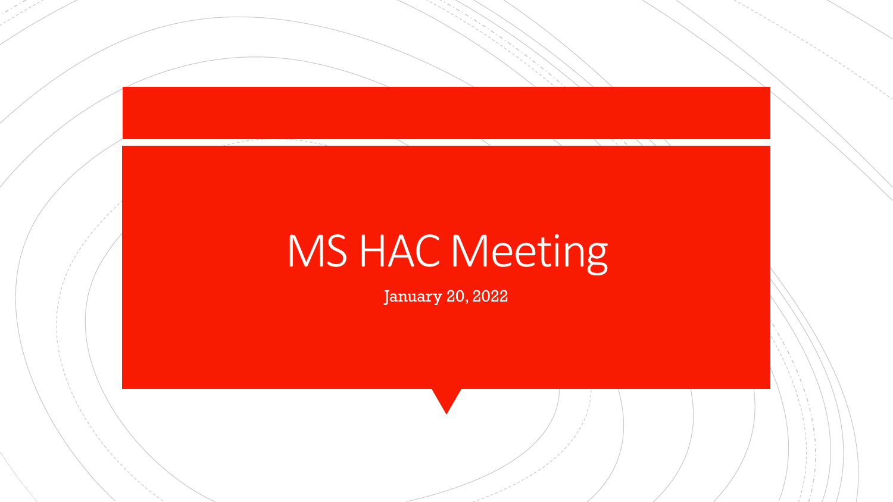# MS HAC Meeting

January 20, 2022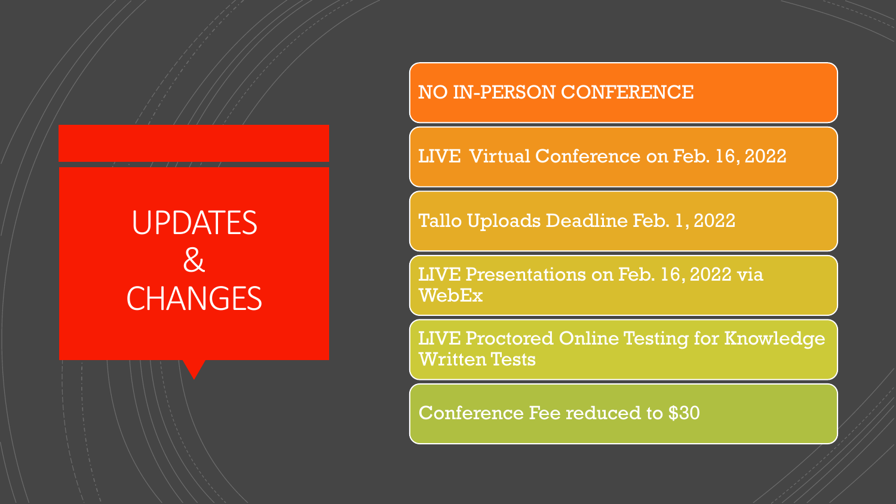# UPDATES & CHANGES

- NO IN-PERSON CONFERENCE
- LIVE Virtual Conference on Feb. 16, 2022
- Tallo Uploads Deadline Feb. 1, 2022
- LIVE Presentations on Feb. 16, 2022 via WebEx
- LIVE Proctored Online Testing for Knowledge Written Tests
- Conference Fee reduced to $30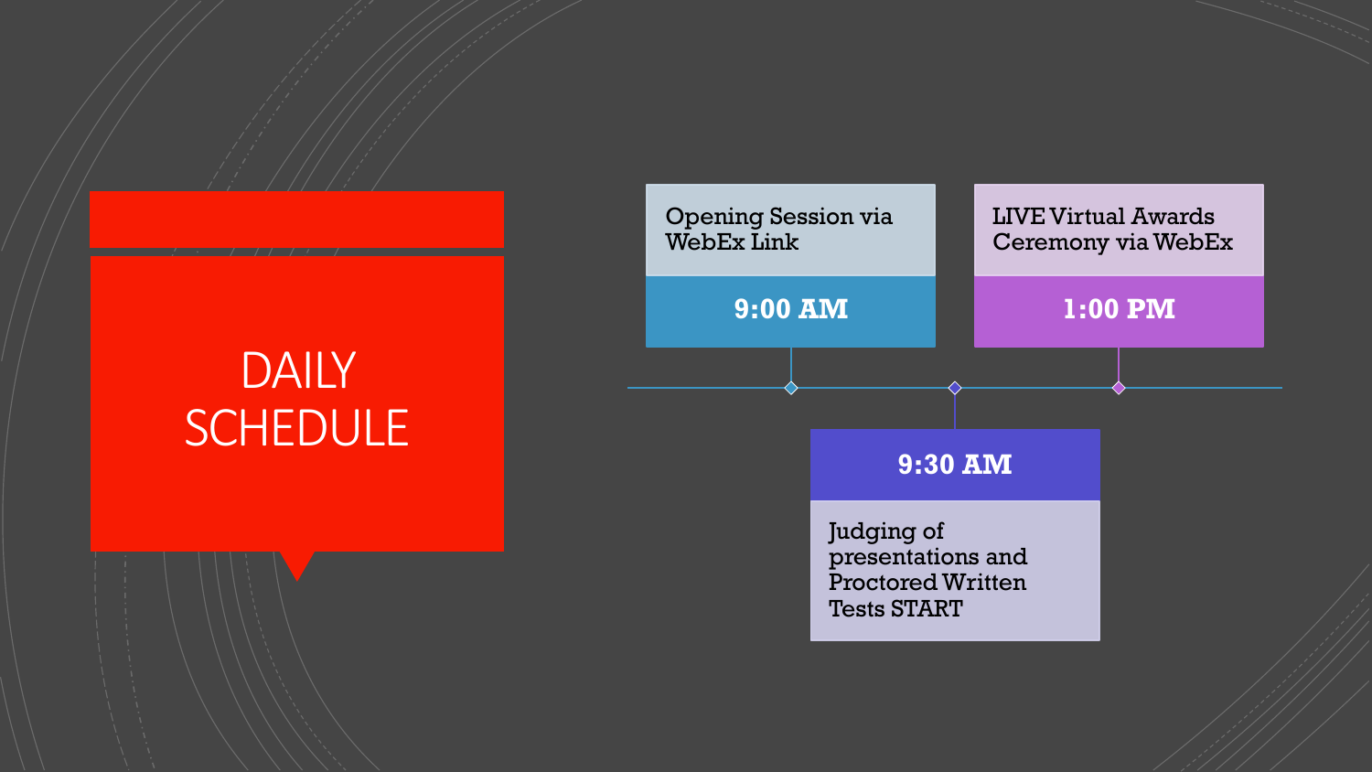# DAILY SCHEDULE

- **9:00 AM** — Opening Session via WebEx Link
- **9:30 AM** — Judging of presentations and Proctored Written Tests START
- **1:00 PM** — LIVE Virtual Awards Ceremony via WebEx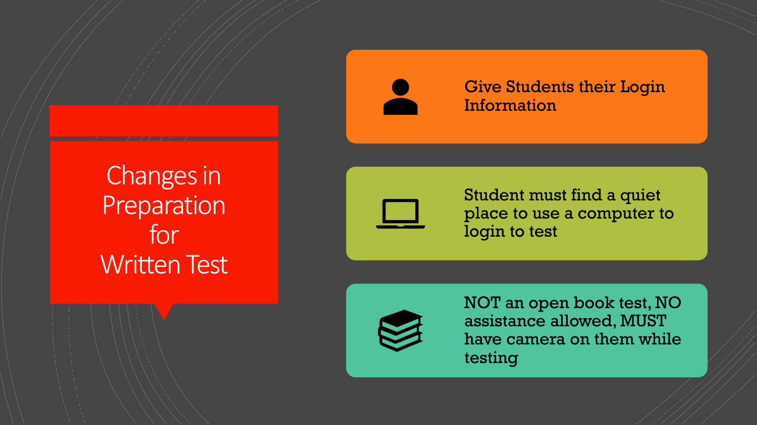# Changes in Preparation for Written Test

- Give Students their Login Information
- Student must find a quiet place to use a computer to login to test
- NOT an open book test, NO assistance allowed, MUST have camera on them while testing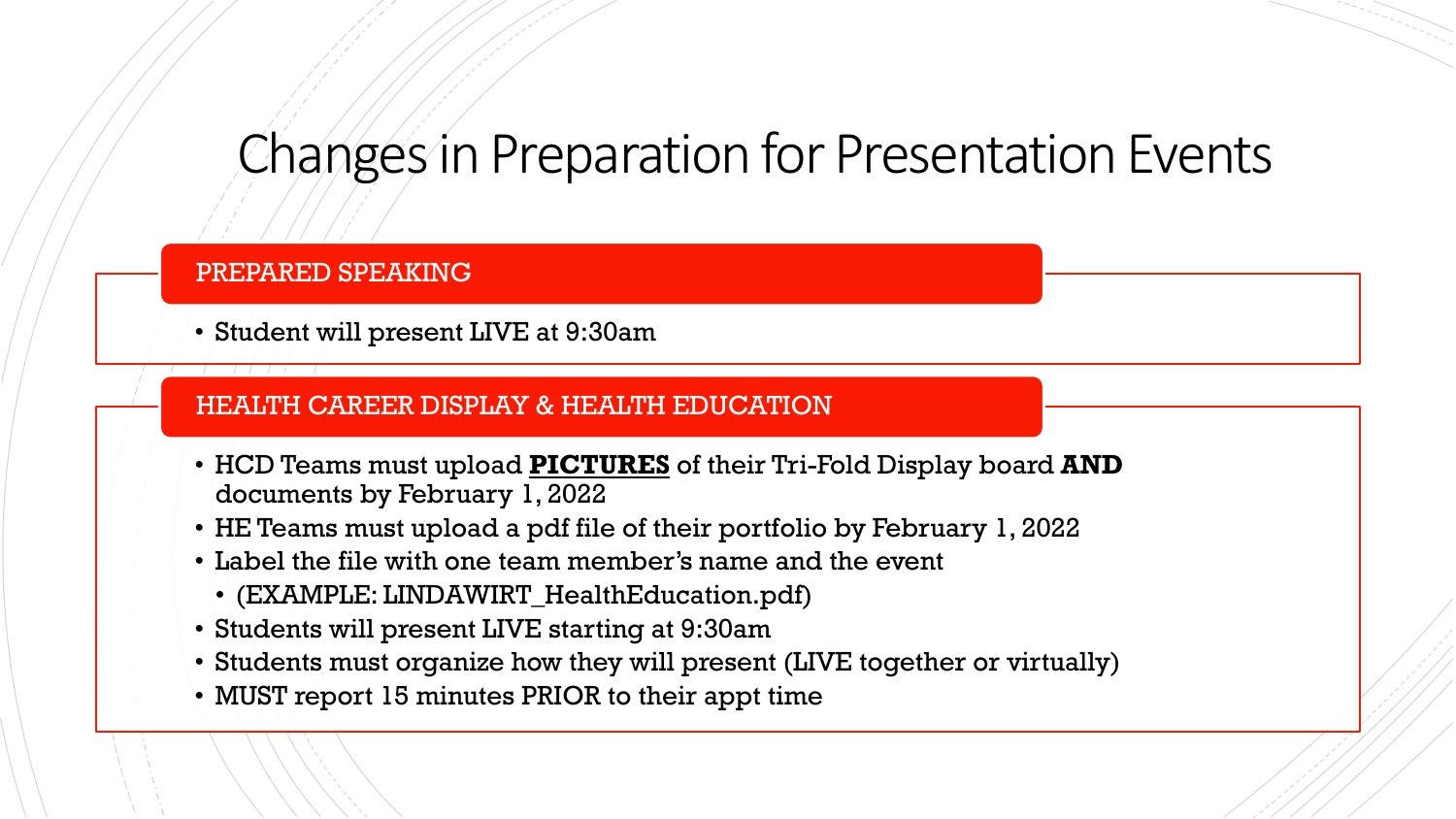# Changes in Preparation for Presentation Events

## PREPARED SPEAKING

- Student will present LIVE at 9:30am

## HEALTH CAREER DISPLAY & HEALTH EDUCATION

- HCD Teams must upload **PICTURES** of their Tri-Fold Display board **AND** documents by February 1, 2022
- HE Teams must upload a pdf file of their portfolio by February 1, 2022
- Label the file with one team member's name and the event
  - (EXAMPLE: LINDAWIRT_HealthEducation.pdf)
- Students will present LIVE starting at 9:30am
- Students must organize how they will present (LIVE together or virtually)
- MUST report 15 minutes PRIOR to their appt time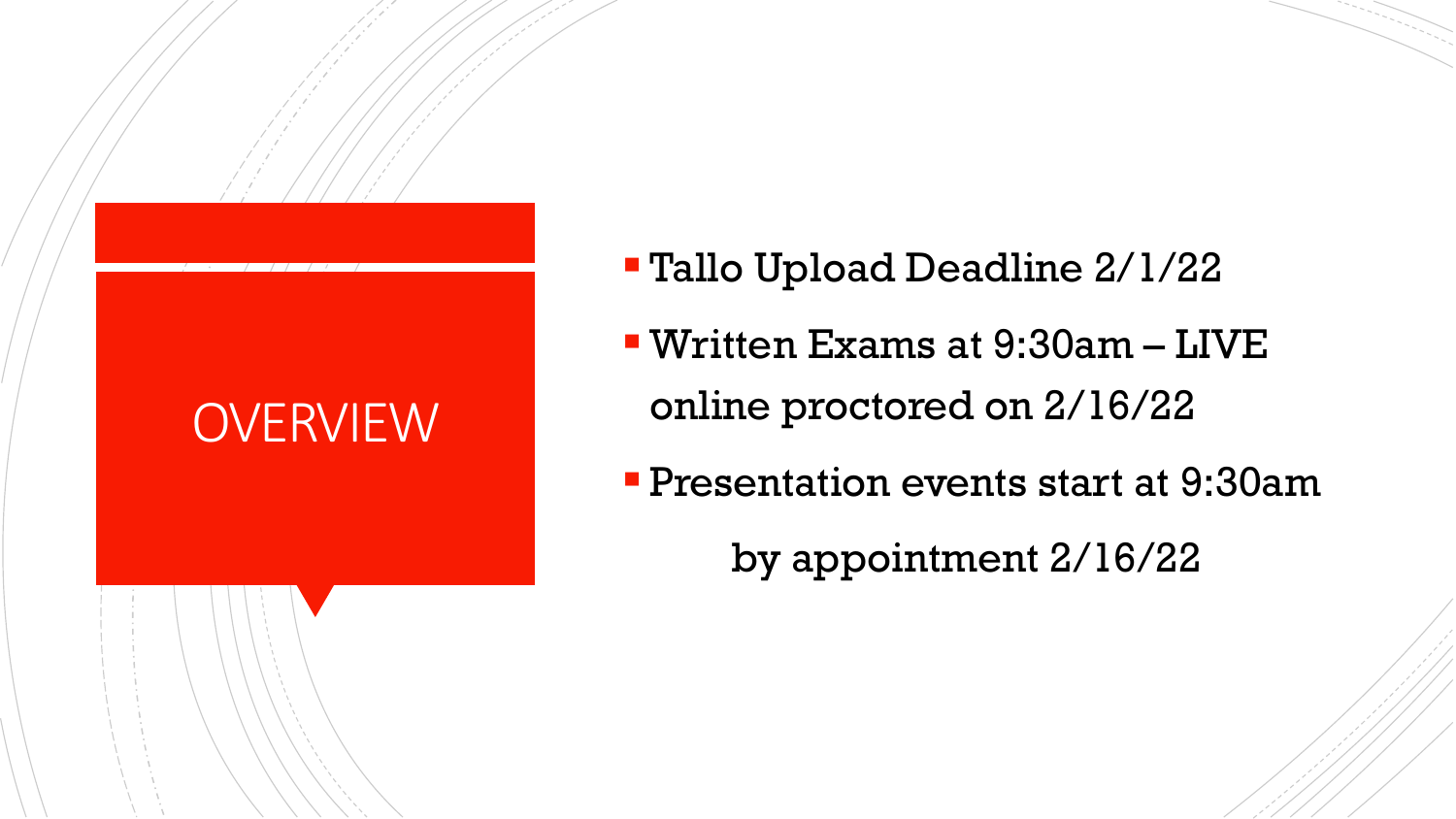# OVERVIEW

- Tallo Upload Deadline 2/1/22
- Written Exams at 9:30am – LIVE online proctored on 2/16/22
- Presentation events start at 9:30am by appointment 2/16/22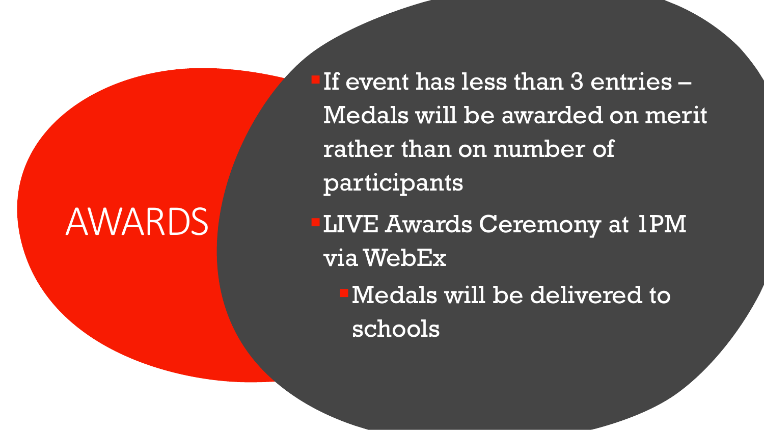# AWARDS

- If event has less than 3 entries – Medals will be awarded on merit rather than on number of participants
- LIVE Awards Ceremony at 1PM via WebEx
  - Medals will be delivered to schools